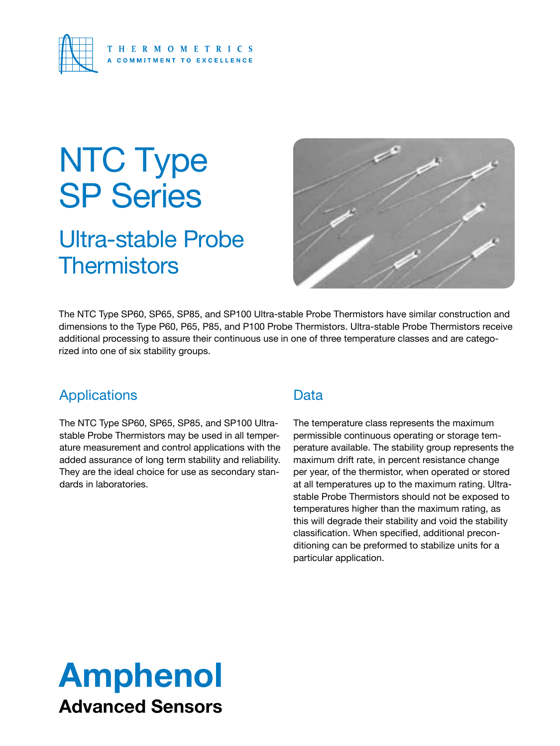THERMOMETRICS

A COMMITMENT TO EXCELLENCE

# NTC Type SP Series

## Ultra-stable Probe Thermistors

The NTC Type SP60, SP65, SP85, and SP100 Ultra-stable Probe Thermistors have similar construction and dimensions to the Type P60, P65, P85, and P100 Probe Thermistors. Ultra-stable Probe Thermistors receive additional processing to assure their continuous use in one of three temperature classes and are categorized into one of six stability groups.

## Applications

The NTC Type SP60, SP65, SP85, and SP100 Ultra-stable Probe Thermistors may be used in all temperature measurement and control applications with the added assurance of long term stability and reliability. They are the ideal choice for use as secondary standards in laboratories.

## Data

The temperature class represents the maximum permissible continuous operating or storage temperature available. The stability group represents the maximum drift rate, in percent resistance change per year, of the thermistor, when operated or stored at all temperatures up to the maximum rating. Ultra-stable Probe Thermistors should not be exposed to temperatures higher than the maximum rating, as this will degrade their stability and void the stability classification. When specified, additional preconditioning can be preformed to stabilize units for a particular application.

**Amphenol**

**Advanced Sensors**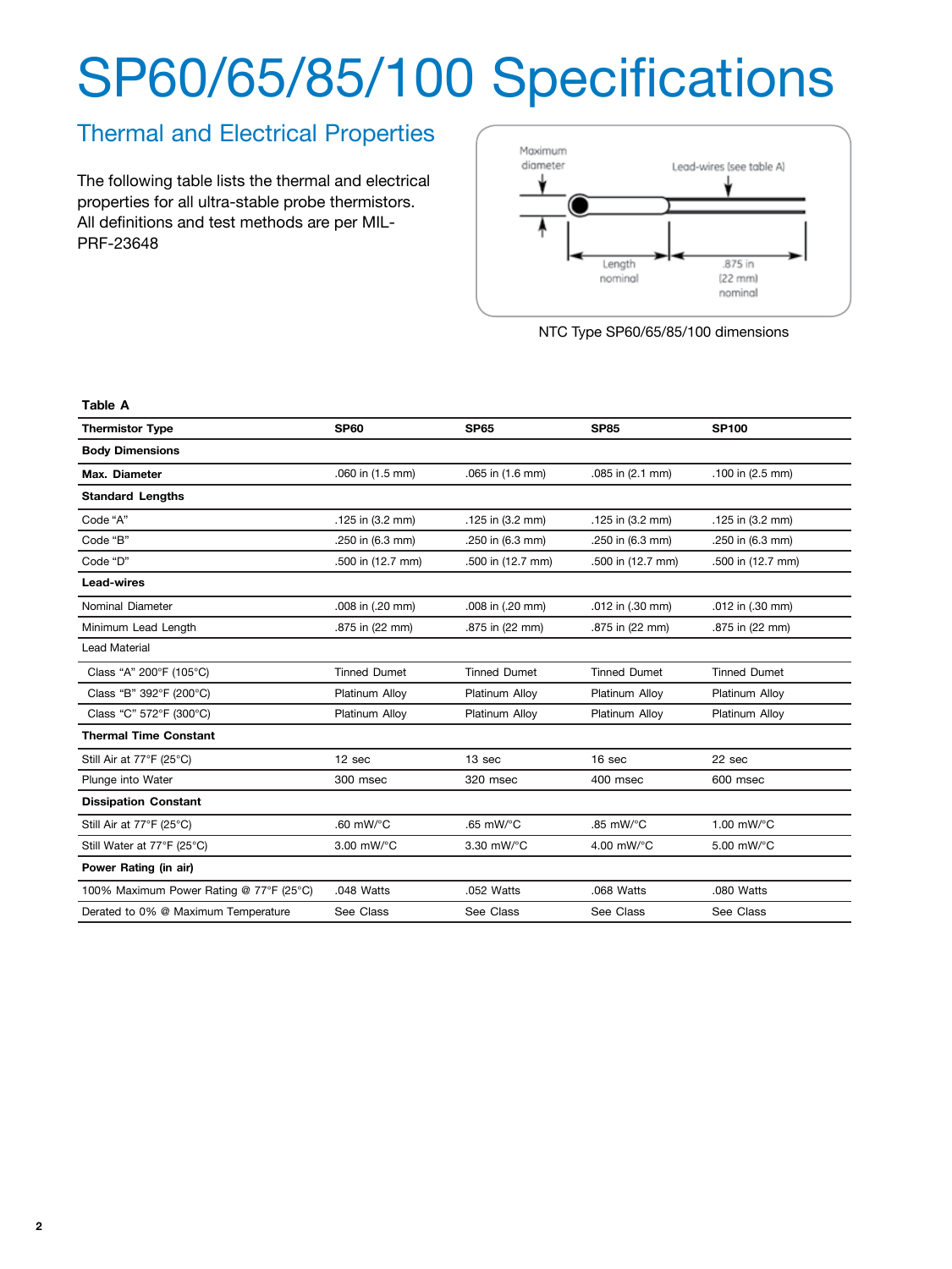# SP60/65/85/100 Specifications

## Thermal and Electrical Properties

The following table lists the thermal and electrical properties for all ultra-stable probe thermistors. All definitions and test methods are per MIL-PRF-23648

Maximum diameter

Lead-wires (see table A)

Length nominal

.875 in (22 mm) nominal

NTC Type SP60/65/85/100 dimensions

**Table A**

| Thermistor Type | SP60 | SP65 | SP85 | SP100 |
|---|---|---|---|---|
| **Body Dimensions** | | | | |
| **Max. Diameter** | .060 in (1.5 mm) | .065 in (1.6 mm) | .085 in (2.1 mm) | .100 in (2.5 mm) |
| **Standard Lengths** | | | | |
| Code “A” | .125 in (3.2 mm) | .125 in (3.2 mm) | .125 in (3.2 mm) | .125 in (3.2 mm) |
| Code “B” | .250 in (6.3 mm) | .250 in (6.3 mm) | .250 in (6.3 mm) | .250 in (6.3 mm) |
| Code “D” | .500 in (12.7 mm) | .500 in (12.7 mm) | .500 in (12.7 mm) | .500 in (12.7 mm) |
| **Lead-wires** | | | | |
| Nominal Diameter | .008 in (.20 mm) | .008 in (.20 mm) | .012 in (.30 mm) | .012 in (.30 mm) |
| Minimum Lead Length | .875 in (22 mm) | .875 in (22 mm) | .875 in (22 mm) | .875 in (22 mm) |
| Lead Material | | | | |
| Class “A” 200°F (105°C) | Tinned Dumet | Tinned Dumet | Tinned Dumet | Tinned Dumet |
| Class “B” 392°F (200°C) | Platinum Alloy | Platinum Alloy | Platinum Alloy | Platinum Alloy |
| Class “C” 572°F (300°C) | Platinum Alloy | Platinum Alloy | Platinum Alloy | Platinum Alloy |
| **Thermal Time Constant** | | | | |
| Still Air at 77°F (25°C) | 12 sec | 13 sec | 16 sec | 22 sec |
| Plunge into Water | 300 msec | 320 msec | 400 msec | 600 msec |
| **Dissipation Constant** | | | | |
| Still Air at 77°F (25°C) | .60 mW/°C | .65 mW/°C | .85 mW/°C | 1.00 mW/°C |
| Still Water at 77°F (25°C) | 3.00 mW/°C | 3.30 mW/°C | 4.00 mW/°C | 5.00 mW/°C |
| **Power Rating (in air)** | | | | |
| 100% Maximum Power Rating @ 77°F (25°C) | .048 Watts | .052 Watts | .068 Watts | .080 Watts |
| Derated to 0% @ Maximum Temperature | See Class | See Class | See Class | See Class |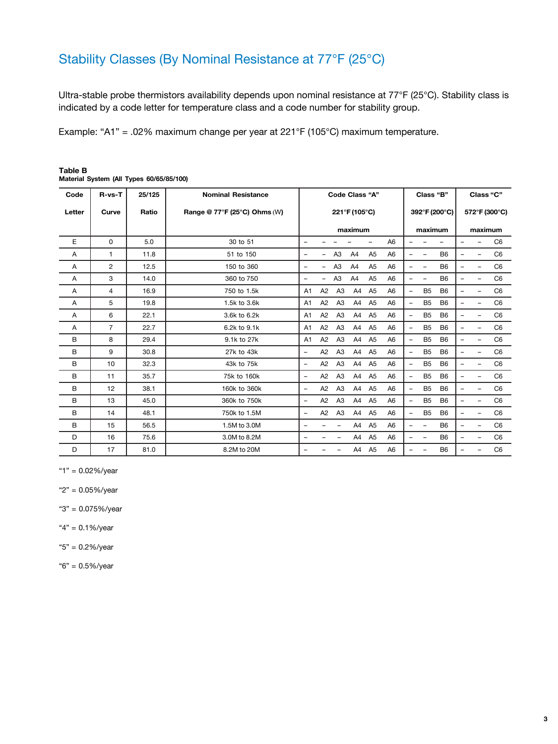# Stability Classes (By Nominal Resistance at 77°F (25°C)

Ultra-stable probe thermistors availability depends upon nominal resistance at 77°F (25°C). Stability class is indicated by a code letter for temperature class and a code number for stability group.

Example: "A1" = .02% maximum change per year at 221°F (105°C) maximum temperature.

**Table B**
**Material System (All Types 60/65/85/100)**

| Code Letter | R-vs-T Curve | 25/125 Ratio | Nominal Resistance Range @ 77°F (25°C) Ohms (W) | Code Class "A" 221°F (105°C) maximum | | | | | | Class "B" 392°F (200°C) maximum | | | Class "C" 572°F (300°C) maximum | | |
|---|---|---|---|---|---|---|---|---|---|---|---|---|---|---|---|
| E | 0 | 5.0 | 30 to 51 | – | – | – | – | – | A6 | – | – | – | – | – | C6 |
| A | 1 | 11.8 | 51 to 150 | – | – | A3 | A4 | A5 | A6 | – | – | B6 | – | – | C6 |
| A | 2 | 12.5 | 150 to 360 | – | – | A3 | A4 | A5 | A6 | – | – | B6 | – | – | C6 |
| A | 3 | 14.0 | 360 to 750 | – | – | A3 | A4 | A5 | A6 | – | – | B6 | – | – | C6 |
| A | 4 | 16.9 | 750 to 1.5k | A1 | A2 | A3 | A4 | A5 | A6 | – | B5 | B6 | – | – | C6 |
| A | 5 | 19.8 | 1.5k to 3.6k | A1 | A2 | A3 | A4 | A5 | A6 | – | B5 | B6 | – | – | C6 |
| A | 6 | 22.1 | 3.6k to 6.2k | A1 | A2 | A3 | A4 | A5 | A6 | – | B5 | B6 | – | – | C6 |
| A | 7 | 22.7 | 6.2k to 9.1k | A1 | A2 | A3 | A4 | A5 | A6 | – | B5 | B6 | – | – | C6 |
| B | 8 | 29.4 | 9.1k to 27k | A1 | A2 | A3 | A4 | A5 | A6 | – | B5 | B6 | – | – | C6 |
| B | 9 | 30.8 | 27k to 43k | – | A2 | A3 | A4 | A5 | A6 | – | B5 | B6 | – | – | C6 |
| B | 10 | 32.3 | 43k to 75k | – | A2 | A3 | A4 | A5 | A6 | – | B5 | B6 | – | – | C6 |
| B | 11 | 35.7 | 75k to 160k | – | A2 | A3 | A4 | A5 | A6 | – | B5 | B6 | – | – | C6 |
| B | 12 | 38.1 | 160k to 360k | – | A2 | A3 | A4 | A5 | A6 | – | B5 | B6 | – | – | C6 |
| B | 13 | 45.0 | 360k to 750k | – | A2 | A3 | A4 | A5 | A6 | – | B5 | B6 | – | – | C6 |
| B | 14 | 48.1 | 750k to 1.5M | – | A2 | A3 | A4 | A5 | A6 | – | B5 | B6 | – | – | C6 |
| B | 15 | 56.5 | 1.5M to 3.0M | – | – | – | A4 | A5 | A6 | – | – | B6 | – | – | C6 |
| D | 16 | 75.6 | 3.0M to 8.2M | – | – | – | A4 | A5 | A6 | – | – | B6 | – | – | C6 |
| D | 17 | 81.0 | 8.2M to 20M | – | – | – | A4 | A5 | A6 | – | – | B6 | – | – | C6 |

"1" = 0.02%/year

"2" = 0.05%/year

"3" = 0.075%/year

"4" = 0.1%/year

"5" = 0.2%/year

"6" = 0.5%/year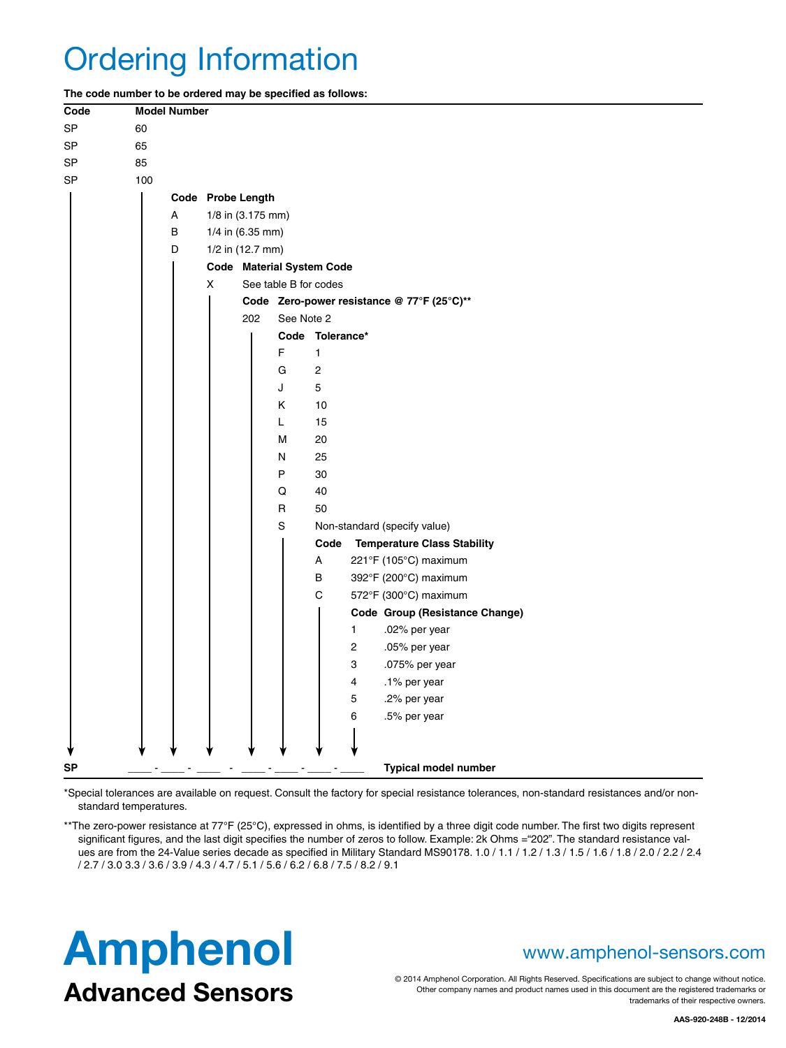# Ordering Information

**The code number to be ordered may be specified as follows:**

| Code | Model Number |
|---|---|
| SP | 60 |
| SP | 65 |
| SP | 85 |
| SP | 100 |

| Code | Probe Length |
|---|---|
| A | 1/8 in (3.175 mm) |
| B | 1/4 in (6.35 mm) |
| D | 1/2 in (12.7 mm) |

| Code | Material System Code |
|---|---|
| X | See table B for codes |

| Code | Zero-power resistance @ 77°F (25°C)** |
|---|---|
| 202 | See Note 2 |

| Code | Tolerance* |
|---|---|
| F | 1 |
| G | 2 |
| J | 5 |
| K | 10 |
| L | 15 |
| M | 20 |
| N | 25 |
| P | 30 |
| Q | 40 |
| R | 50 |
| S | Non-standard (specify value) |

| Code | Temperature Class Stability |
|---|---|
| A | 221°F (105°C) maximum |
| B | 392°F (200°C) maximum |
| C | 572°F (300°C) maximum |

| Code | Group (Resistance Change) |
|---|---|
| 1 | .02% per year |
| 2 | .05% per year |
| 3 | .075% per year |
| 4 | .1% per year |
| 5 | .2% per year |
| 6 | .5% per year |

**SP** \_\_\_\_ - \_\_\_\_ - \_\_\_\_ - \_\_\_\_ - \_\_\_\_ - \_\_\_\_ - \_\_\_\_ **Typical model number**

*Special tolerances are available on request. Consult the factory for special resistance tolerances, non-standard resistances and/or non-standard temperatures.

**The zero-power resistance at 77°F (25°C), expressed in ohms, is identified by a three digit code number. The first two digits represent significant figures, and the last digit specifies the number of zeros to follow. Example: 2k Ohms ="202". The standard resistance values are from the 24-Value series decade as specified in Military Standard MS90178. 1.0 / 1.1 / 1.2 / 1.3 / 1.5 / 1.6 / 1.8 / 2.0 / 2.2 / 2.4 / 2.7 / 3.0 3.3 / 3.6 / 3.9 / 4.3 / 4.7 / 5.1 / 5.6 / 6.2 / 6.8 / 7.5 / 8.2 / 9.1

**Amphenol**
**Advanced Sensors**

www.amphenol-sensors.com

© 2014 Amphenol Corporation. All Rights Reserved. Specifications are subject to change without notice. Other company names and product names used in this document are the registered trademarks or trademarks of their respective owners.

AAS-920-248B - 12/2014